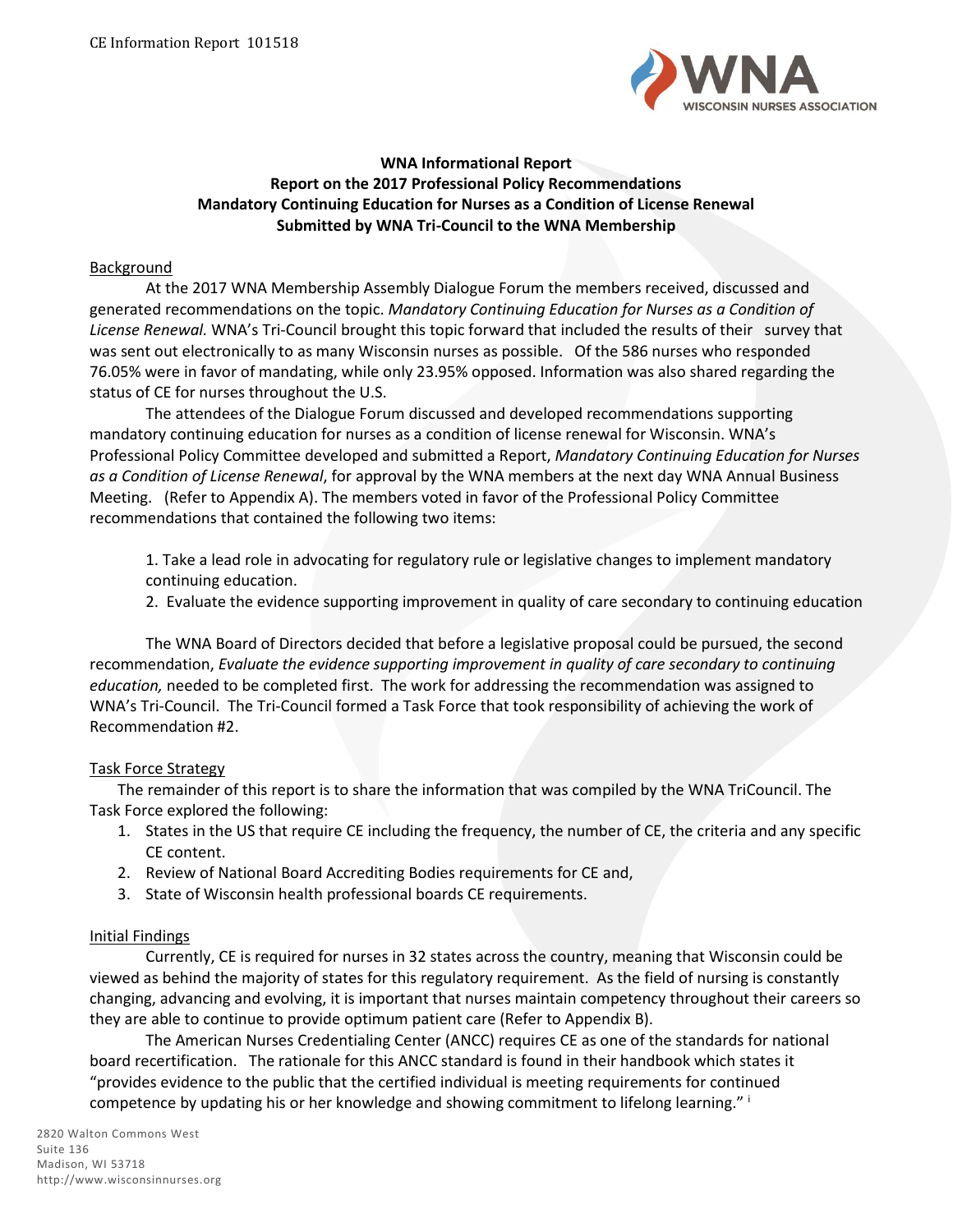**WNA Informational Report**
**Report on the 2017 Professional Policy Recommendations**
**Mandatory Continuing Education for Nurses as a Condition of License Renewal**
**Submitted by WNA Tri-Council to the WNA Membership**

## Background

At the 2017 WNA Membership Assembly Dialogue Forum the members received, discussed and generated recommendations on the topic. *Mandatory Continuing Education for Nurses as a Condition of License Renewal.* WNA's Tri-Council brought this topic forward that included the results of their survey that was sent out electronically to as many Wisconsin nurses as possible. Of the 586 nurses who responded 76.05% were in favor of mandating, while only 23.95% opposed. Information was also shared regarding the status of CE for nurses throughout the U.S.

The attendees of the Dialogue Forum discussed and developed recommendations supporting mandatory continuing education for nurses as a condition of license renewal for Wisconsin. WNA's Professional Policy Committee developed and submitted a Report, *Mandatory Continuing Education for Nurses as a Condition of License Renewal*, for approval by the WNA members at the next day WNA Annual Business Meeting. (Refer to Appendix A). The members voted in favor of the Professional Policy Committee recommendations that contained the following two items:

1. Take a lead role in advocating for regulatory rule or legislative changes to implement mandatory continuing education.
2. Evaluate the evidence supporting improvement in quality of care secondary to continuing education

The WNA Board of Directors decided that before a legislative proposal could be pursued, the second recommendation, *Evaluate the evidence supporting improvement in quality of care secondary to continuing education,* needed to be completed first. The work for addressing the recommendation was assigned to WNA's Tri-Council. The Tri-Council formed a Task Force that took responsibility of achieving the work of Recommendation #2.

## Task Force Strategy

The remainder of this report is to share the information that was compiled by the WNA TriCouncil. The Task Force explored the following:

1. States in the US that require CE including the frequency, the number of CE, the criteria and any specific CE content.
2. Review of National Board Accrediting Bodies requirements for CE and,
3. State of Wisconsin health professional boards CE requirements.

## Initial Findings

Currently, CE is required for nurses in 32 states across the country, meaning that Wisconsin could be viewed as behind the majority of states for this regulatory requirement. As the field of nursing is constantly changing, advancing and evolving, it is important that nurses maintain competency throughout their careers so they are able to continue to provide optimum patient care (Refer to Appendix B).

The American Nurses Credentialing Center (ANCC) requires CE as one of the standards for national board recertification. The rationale for this ANCC standard is found in their handbook which states it "provides evidence to the public that the certified individual is meeting requirements for continued competence by updating his or her knowledge and showing commitment to lifelong learning." [i]

2820 Walton Commons West
Suite 136
Madison, WI 53718
http://www.wisconsinnurses.org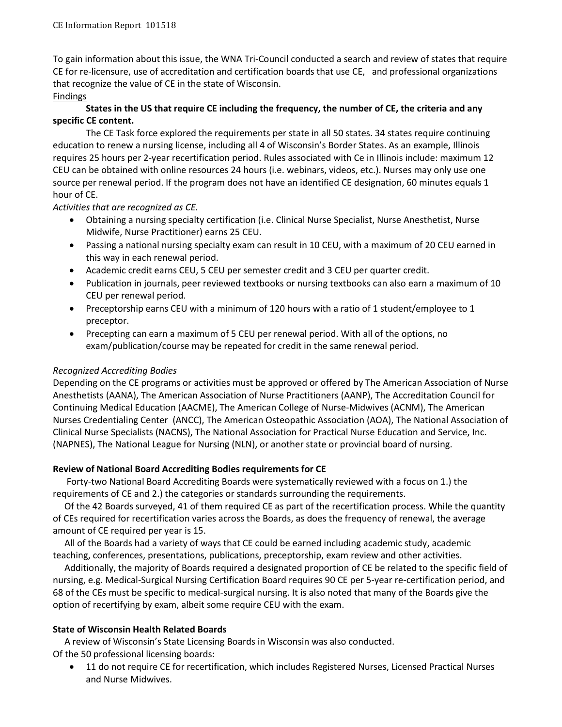To gain information about this issue, the WNA Tri-Council conducted a search and review of states that require CE for re-licensure, use of accreditation and certification boards that use CE, and professional organizations that recognize the value of CE in the state of Wisconsin.

Findings

**States in the US that require CE including the frequency, the number of CE, the criteria and any specific CE content.**

The CE Task force explored the requirements per state in all 50 states. 34 states require continuing education to renew a nursing license, including all 4 of Wisconsin's Border States. As an example, Illinois requires 25 hours per 2-year recertification period. Rules associated with Ce in Illinois include: maximum 12 CEU can be obtained with online resources 24 hours (i.e. webinars, videos, etc.). Nurses may only use one source per renewal period. If the program does not have an identified CE designation, 60 minutes equals 1 hour of CE.

*Activities that are recognized as CE.*

- Obtaining a nursing specialty certification (i.e. Clinical Nurse Specialist, Nurse Anesthetist, Nurse Midwife, Nurse Practitioner) earns 25 CEU.
- Passing a national nursing specialty exam can result in 10 CEU, with a maximum of 20 CEU earned in this way in each renewal period.
- Academic credit earns CEU, 5 CEU per semester credit and 3 CEU per quarter credit.
- Publication in journals, peer reviewed textbooks or nursing textbooks can also earn a maximum of 10 CEU per renewal period.
- Preceptorship earns CEU with a minimum of 120 hours with a ratio of 1 student/employee to 1 preceptor.
- Precepting can earn a maximum of 5 CEU per renewal period. With all of the options, no exam/publication/course may be repeated for credit in the same renewal period.

*Recognized Accrediting Bodies*

Depending on the CE programs or activities must be approved or offered by The American Association of Nurse Anesthetists (AANA), The American Association of Nurse Practitioners (AANP), The Accreditation Council for Continuing Medical Education (AACME), The American College of Nurse-Midwives (ACNM), The American Nurses Credentialing Center (ANCC), The American Osteopathic Association (AOA), The National Association of Clinical Nurse Specialists (NACNS), The National Association for Practical Nurse Education and Service, Inc. (NAPNES), The National League for Nursing (NLN), or another state or provincial board of nursing.

**Review of National Board Accrediting Bodies requirements for CE**

Forty-two National Board Accrediting Boards were systematically reviewed with a focus on 1.) the requirements of CE and 2.) the categories or standards surrounding the requirements.

Of the 42 Boards surveyed, 41 of them required CE as part of the recertification process. While the quantity of CEs required for recertification varies across the Boards, as does the frequency of renewal, the average amount of CE required per year is 15.

All of the Boards had a variety of ways that CE could be earned including academic study, academic teaching, conferences, presentations, publications, preceptorship, exam review and other activities.

Additionally, the majority of Boards required a designated proportion of CE be related to the specific field of nursing, e.g. Medical-Surgical Nursing Certification Board requires 90 CE per 5-year re-certification period, and 68 of the CEs must be specific to medical-surgical nursing. It is also noted that many of the Boards give the option of recertifying by exam, albeit some require CEU with the exam.

**State of Wisconsin Health Related Boards**

A review of Wisconsin's State Licensing Boards in Wisconsin was also conducted.

Of the 50 professional licensing boards:

- 11 do not require CE for recertification, which includes Registered Nurses, Licensed Practical Nurses and Nurse Midwives.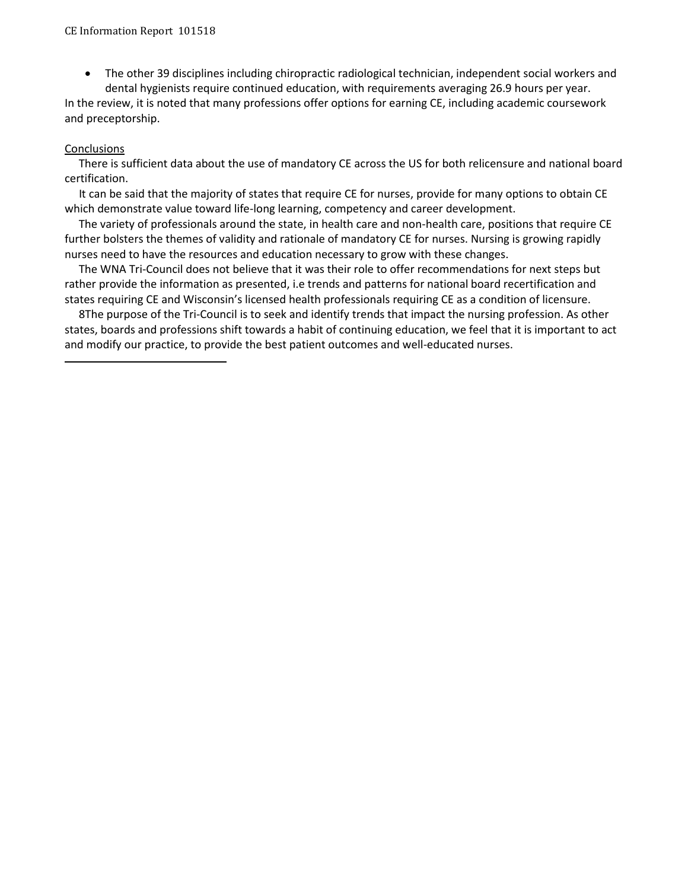- The other 39 disciplines including chiropractic radiological technician, independent social workers and dental hygienists require continued education, with requirements averaging 26.9 hours per year.

In the review, it is noted that many professions offer options for earning CE, including academic coursework and preceptorship.

Conclusions

There is sufficient data about the use of mandatory CE across the US for both relicensure and national board certification.

It can be said that the majority of states that require CE for nurses, provide for many options to obtain CE which demonstrate value toward life-long learning, competency and career development.

The variety of professionals around the state, in health care and non-health care, positions that require CE further bolsters the themes of validity and rationale of mandatory CE for nurses. Nursing is growing rapidly nurses need to have the resources and education necessary to grow with these changes.

The WNA Tri-Council does not believe that it was their role to offer recommendations for next steps but rather provide the information as presented, i.e trends and patterns for national board recertification and states requiring CE and Wisconsin's licensed health professionals requiring CE as a condition of licensure.

8The purpose of the Tri-Council is to seek and identify trends that impact the nursing profession. As other states, boards and professions shift towards a habit of continuing education, we feel that it is important to act and modify our practice, to provide the best patient outcomes and well-educated nurses.